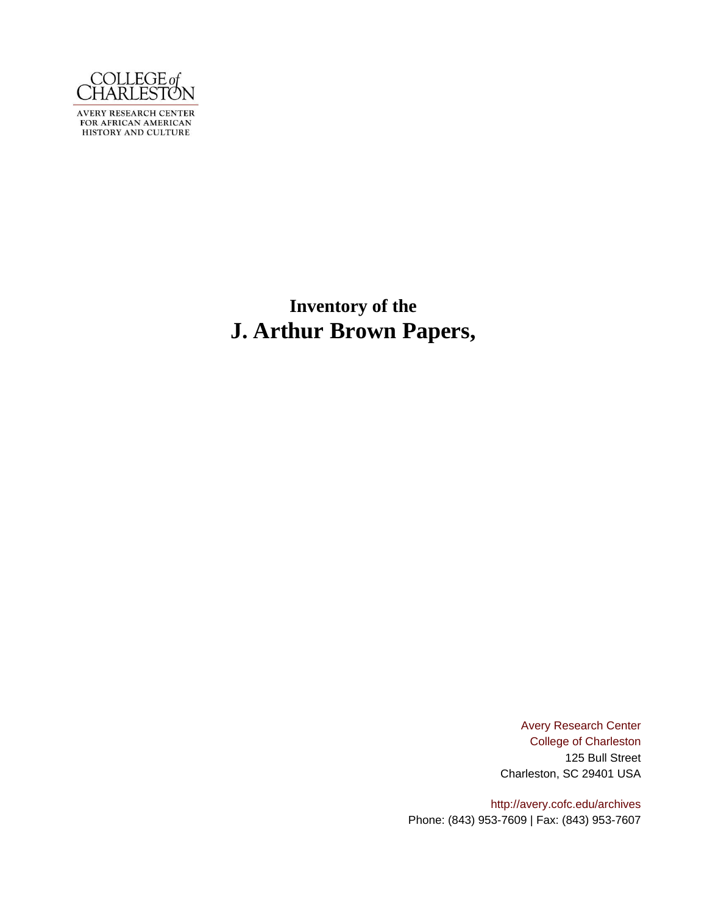COLLEGE of CHARLESTON

AVERY RESEARCH CENTER
FOR AFRICAN AMERICAN
HISTORY AND CULTURE

# Inventory of the
# J. Arthur Brown Papers,

Avery Research Center
College of Charleston
125 Bull Street
Charleston, SC 29401 USA

http://avery.cofc.edu/archives
Phone: (843) 953-7609 | Fax: (843) 953-7607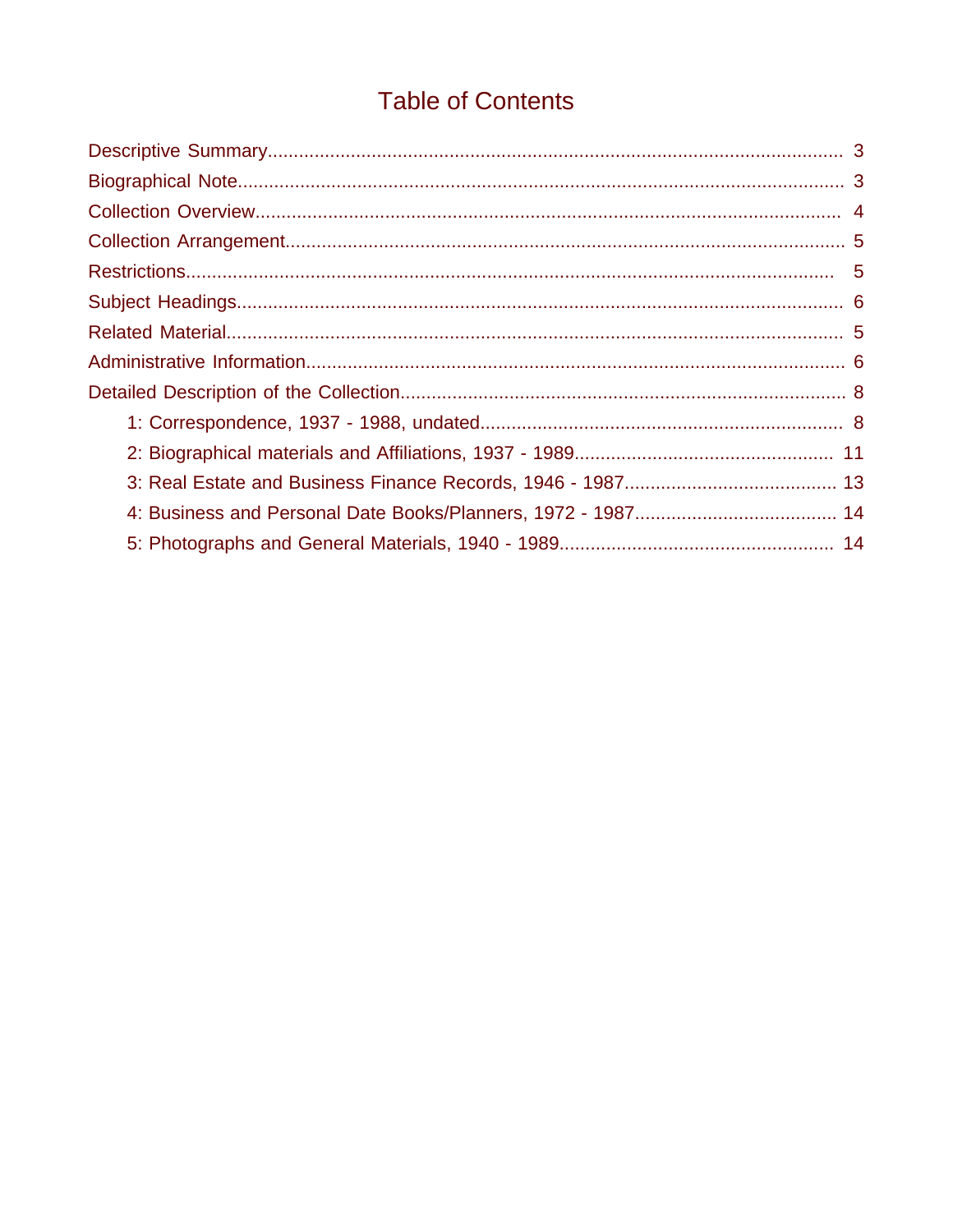# Table of Contents

Descriptive Summary.............................................................................................................. 3

Biographical Note.................................................................................................................. 3

Collection Overview............................................................................................................... 4

Collection Arrangement.......................................................................................................... 5

Restrictions............................................................................................................................ 5

Subject Headings................................................................................................................... 6

Related Material..................................................................................................................... 5

Administrative Information..................................................................................................... 6

Detailed Description of the Collection.................................................................................... 8

- 1: Correspondence, 1937 - 1988, undated..................................................................... 8
- 2: Biographical materials and Affiliations, 1937 - 1989................................................. 11
- 3: Real Estate and Business Finance Records, 1946 - 1987........................................ 13
- 4: Business and Personal Date Books/Planners, 1972 - 1987...................................... 14
- 5: Photographs and General Materials, 1940 - 1989.................................................... 14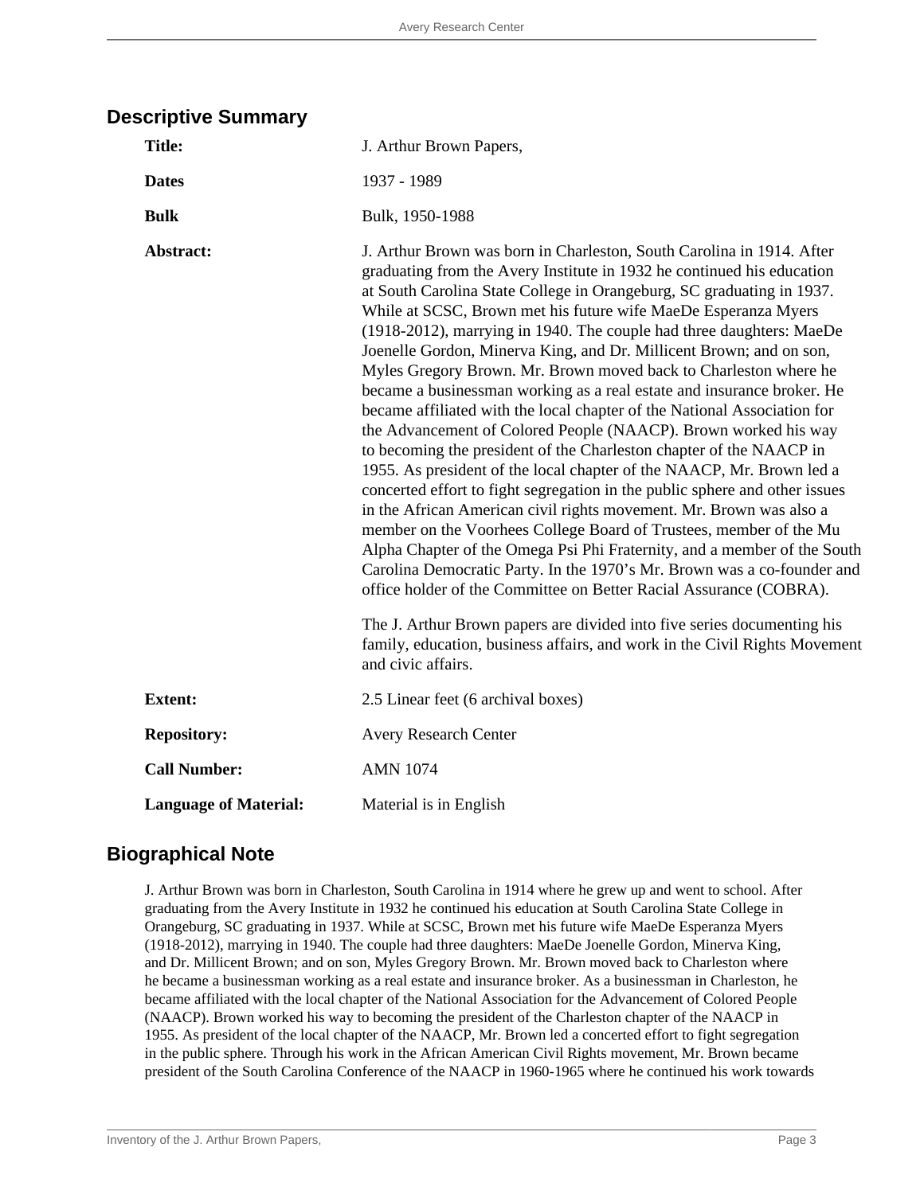## Descriptive Summary

| | |
|---|---|
| **Title:** | J. Arthur Brown Papers, |
| **Dates** | 1937 - 1989 |
| **Bulk** | Bulk, 1950-1988 |
| **Abstract:** | J. Arthur Brown was born in Charleston, South Carolina in 1914. After graduating from the Avery Institute in 1932 he continued his education at South Carolina State College in Orangeburg, SC graduating in 1937. While at SCSC, Brown met his future wife MaeDe Esperanza Myers (1918-2012), marrying in 1940. The couple had three daughters: MaeDe Joenelle Gordon, Minerva King, and Dr. Millicent Brown; and on son, Myles Gregory Brown. Mr. Brown moved back to Charleston where he became a businessman working as a real estate and insurance broker. He became affiliated with the local chapter of the National Association for the Advancement of Colored People (NAACP). Brown worked his way to becoming the president of the Charleston chapter of the NAACP in 1955. As president of the local chapter of the NAACP, Mr. Brown led a concerted effort to fight segregation in the public sphere and other issues in the African American civil rights movement. Mr. Brown was also a member on the Voorhees College Board of Trustees, member of the Mu Alpha Chapter of the Omega Psi Phi Fraternity, and a member of the South Carolina Democratic Party. In the 1970's Mr. Brown was a co-founder and office holder of the Committee on Better Racial Assurance (COBRA).<br><br>The J. Arthur Brown papers are divided into five series documenting his family, education, business affairs, and work in the Civil Rights Movement and civic affairs. |
| **Extent:** | 2.5 Linear feet (6 archival boxes) |
| **Repository:** | Avery Research Center |
| **Call Number:** | AMN 1074 |
| **Language of Material:** | Material is in English |

## Biographical Note

J. Arthur Brown was born in Charleston, South Carolina in 1914 where he grew up and went to school. After graduating from the Avery Institute in 1932 he continued his education at South Carolina State College in Orangeburg, SC graduating in 1937. While at SCSC, Brown met his future wife MaeDe Esperanza Myers (1918-2012), marrying in 1940. The couple had three daughters: MaeDe Joenelle Gordon, Minerva King, and Dr. Millicent Brown; and on son, Myles Gregory Brown. Mr. Brown moved back to Charleston where he became a businessman working as a real estate and insurance broker. As a businessman in Charleston, he became affiliated with the local chapter of the National Association for the Advancement of Colored People (NAACP). Brown worked his way to becoming the president of the Charleston chapter of the NAACP in 1955. As president of the local chapter of the NAACP, Mr. Brown led a concerted effort to fight segregation in the public sphere. Through his work in the African American Civil Rights movement, Mr. Brown became president of the South Carolina Conference of the NAACP in 1960-1965 where he continued his work towards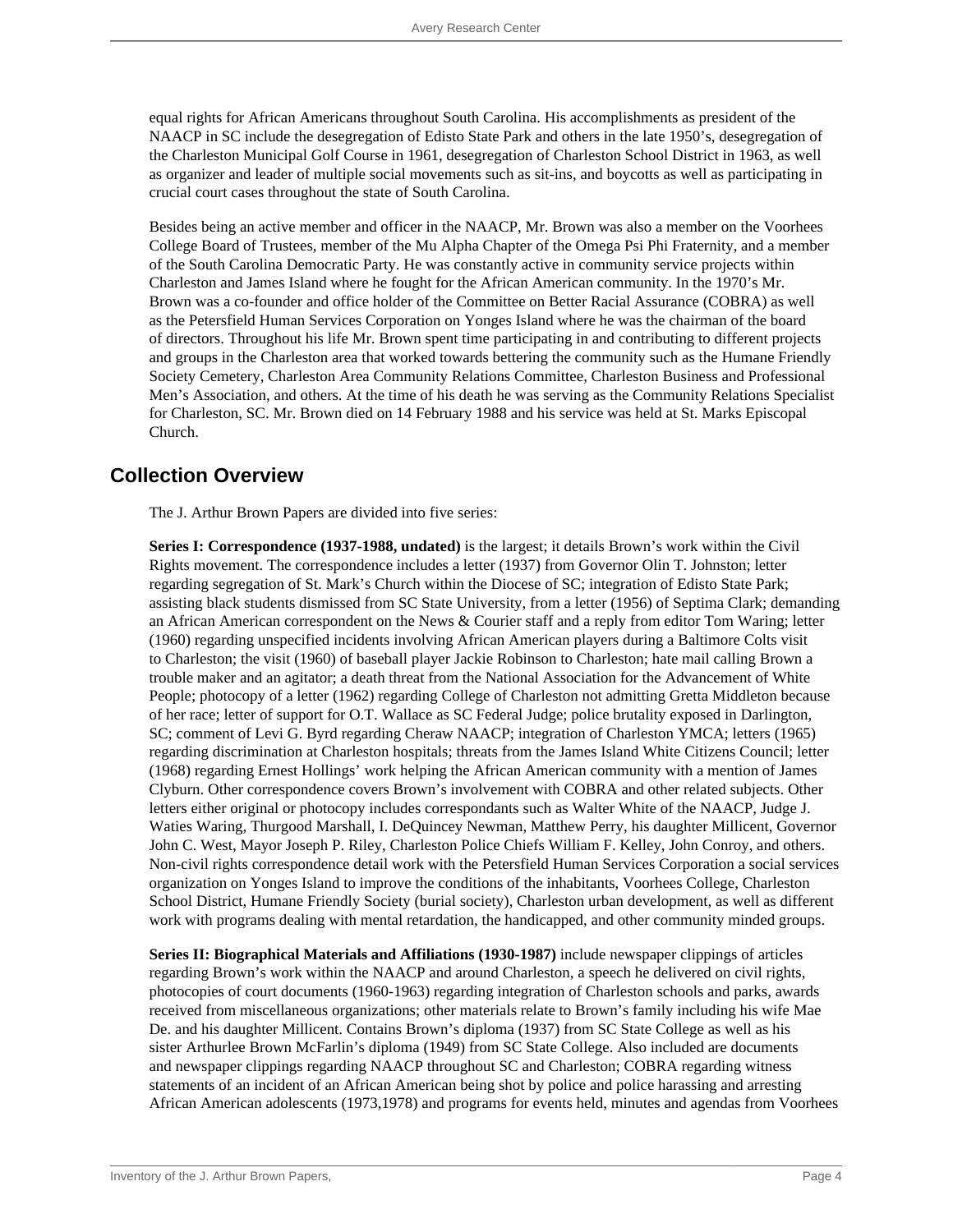equal rights for African Americans throughout South Carolina. His accomplishments as president of the NAACP in SC include the desegregation of Edisto State Park and others in the late 1950's, desegregation of the Charleston Municipal Golf Course in 1961, desegregation of Charleston School District in 1963, as well as organizer and leader of multiple social movements such as sit-ins, and boycotts as well as participating in crucial court cases throughout the state of South Carolina.

Besides being an active member and officer in the NAACP, Mr. Brown was also a member on the Voorhees College Board of Trustees, member of the Mu Alpha Chapter of the Omega Psi Phi Fraternity, and a member of the South Carolina Democratic Party. He was constantly active in community service projects within Charleston and James Island where he fought for the African American community. In the 1970's Mr. Brown was a co-founder and office holder of the Committee on Better Racial Assurance (COBRA) as well as the Petersfield Human Services Corporation on Yonges Island where he was the chairman of the board of directors. Throughout his life Mr. Brown spent time participating in and contributing to different projects and groups in the Charleston area that worked towards bettering the community such as the Humane Friendly Society Cemetery, Charleston Area Community Relations Committee, Charleston Business and Professional Men's Association, and others. At the time of his death he was serving as the Community Relations Specialist for Charleston, SC. Mr. Brown died on 14 February 1988 and his service was held at St. Marks Episcopal Church.

## Collection Overview

The J. Arthur Brown Papers are divided into five series:

**Series I: Correspondence (1937-1988, undated)** is the largest; it details Brown's work within the Civil Rights movement. The correspondence includes a letter (1937) from Governor Olin T. Johnston; letter regarding segregation of St. Mark's Church within the Diocese of SC; integration of Edisto State Park; assisting black students dismissed from SC State University, from a letter (1956) of Septima Clark; demanding an African American correspondent on the News & Courier staff and a reply from editor Tom Waring; letter (1960) regarding unspecified incidents involving African American players during a Baltimore Colts visit to Charleston; the visit (1960) of baseball player Jackie Robinson to Charleston; hate mail calling Brown a trouble maker and an agitator; a death threat from the National Association for the Advancement of White People; photocopy of a letter (1962) regarding College of Charleston not admitting Gretta Middleton because of her race; letter of support for O.T. Wallace as SC Federal Judge; police brutality exposed in Darlington, SC; comment of Levi G. Byrd regarding Cheraw NAACP; integration of Charleston YMCA; letters (1965) regarding discrimination at Charleston hospitals; threats from the James Island White Citizens Council; letter (1968) regarding Ernest Hollings' work helping the African American community with a mention of James Clyburn. Other correspondence covers Brown's involvement with COBRA and other related subjects. Other letters either original or photocopy includes correspondants such as Walter White of the NAACP, Judge J. Waties Waring, Thurgood Marshall, I. DeQuincey Newman, Matthew Perry, his daughter Millicent, Governor John C. West, Mayor Joseph P. Riley, Charleston Police Chiefs William F. Kelley, John Conroy, and others. Non-civil rights correspondence detail work with the Petersfield Human Services Corporation a social services organization on Yonges Island to improve the conditions of the inhabitants, Voorhees College, Charleston School District, Humane Friendly Society (burial society), Charleston urban development, as well as different work with programs dealing with mental retardation, the handicapped, and other community minded groups.

**Series II: Biographical Materials and Affiliations (1930-1987)** include newspaper clippings of articles regarding Brown's work within the NAACP and around Charleston, a speech he delivered on civil rights, photocopies of court documents (1960-1963) regarding integration of Charleston schools and parks, awards received from miscellaneous organizations; other materials relate to Brown's family including his wife Mae De. and his daughter Millicent. Contains Brown's diploma (1937) from SC State College as well as his sister Arthurlee Brown McFarlin's diploma (1949) from SC State College. Also included are documents and newspaper clippings regarding NAACP throughout SC and Charleston; COBRA regarding witness statements of an incident of an African American being shot by police and police harassing and arresting African American adolescents (1973,1978) and programs for events held, minutes and agendas from Voorhees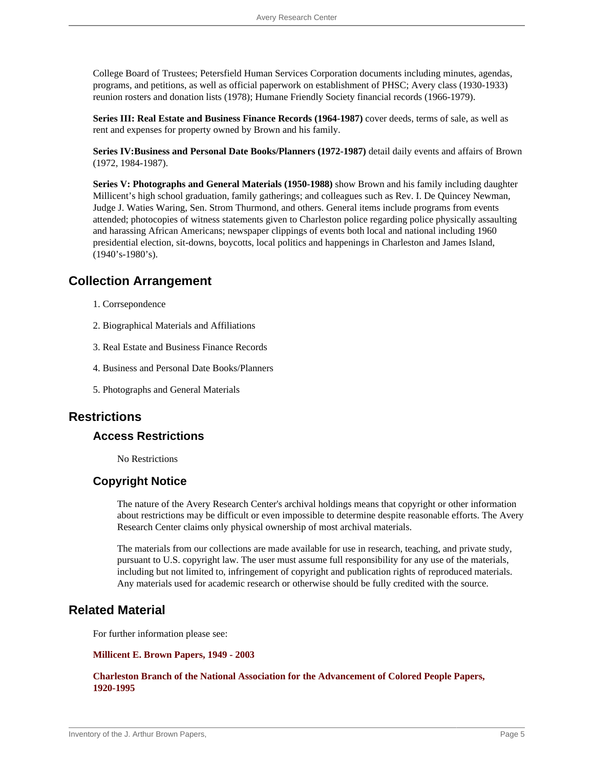College Board of Trustees; Petersfield Human Services Corporation documents including minutes, agendas, programs, and petitions, as well as official paperwork on establishment of PHSC; Avery class (1930-1933) reunion rosters and donation lists (1978); Humane Friendly Society financial records (1966-1979).

**Series III: Real Estate and Business Finance Records (1964-1987)** cover deeds, terms of sale, as well as rent and expenses for property owned by Brown and his family.

**Series IV:Business and Personal Date Books/Planners (1972-1987)** detail daily events and affairs of Brown (1972, 1984-1987).

**Series V: Photographs and General Materials (1950-1988)** show Brown and his family including daughter Millicent's high school graduation, family gatherings; and colleagues such as Rev. I. De Quincey Newman, Judge J. Waties Waring, Sen. Strom Thurmond, and others. General items include programs from events attended; photocopies of witness statements given to Charleston police regarding police physically assaulting and harassing African Americans; newspaper clippings of events both local and national including 1960 presidential election, sit-downs, boycotts, local politics and happenings in Charleston and James Island, (1940's-1980's).

## Collection Arrangement

1. Corrsepondence

2. Biographical Materials and Affiliations

3. Real Estate and Business Finance Records

4. Business and Personal Date Books/Planners

5. Photographs and General Materials

## Restrictions

### Access Restrictions

No Restrictions

### Copyright Notice

The nature of the Avery Research Center's archival holdings means that copyright or other information about restrictions may be difficult or even impossible to determine despite reasonable efforts. The Avery Research Center claims only physical ownership of most archival materials.

The materials from our collections are made available for use in research, teaching, and private study, pursuant to U.S. copyright law. The user must assume full responsibility for any use of the materials, including but not limited to, infringement of copyright and publication rights of reproduced materials. Any materials used for academic research or otherwise should be fully credited with the source.

## Related Material

For further information please see:

**Millicent E. Brown Papers, 1949 - 2003**

**Charleston Branch of the National Association for the Advancement of Colored People Papers, 1920-1995**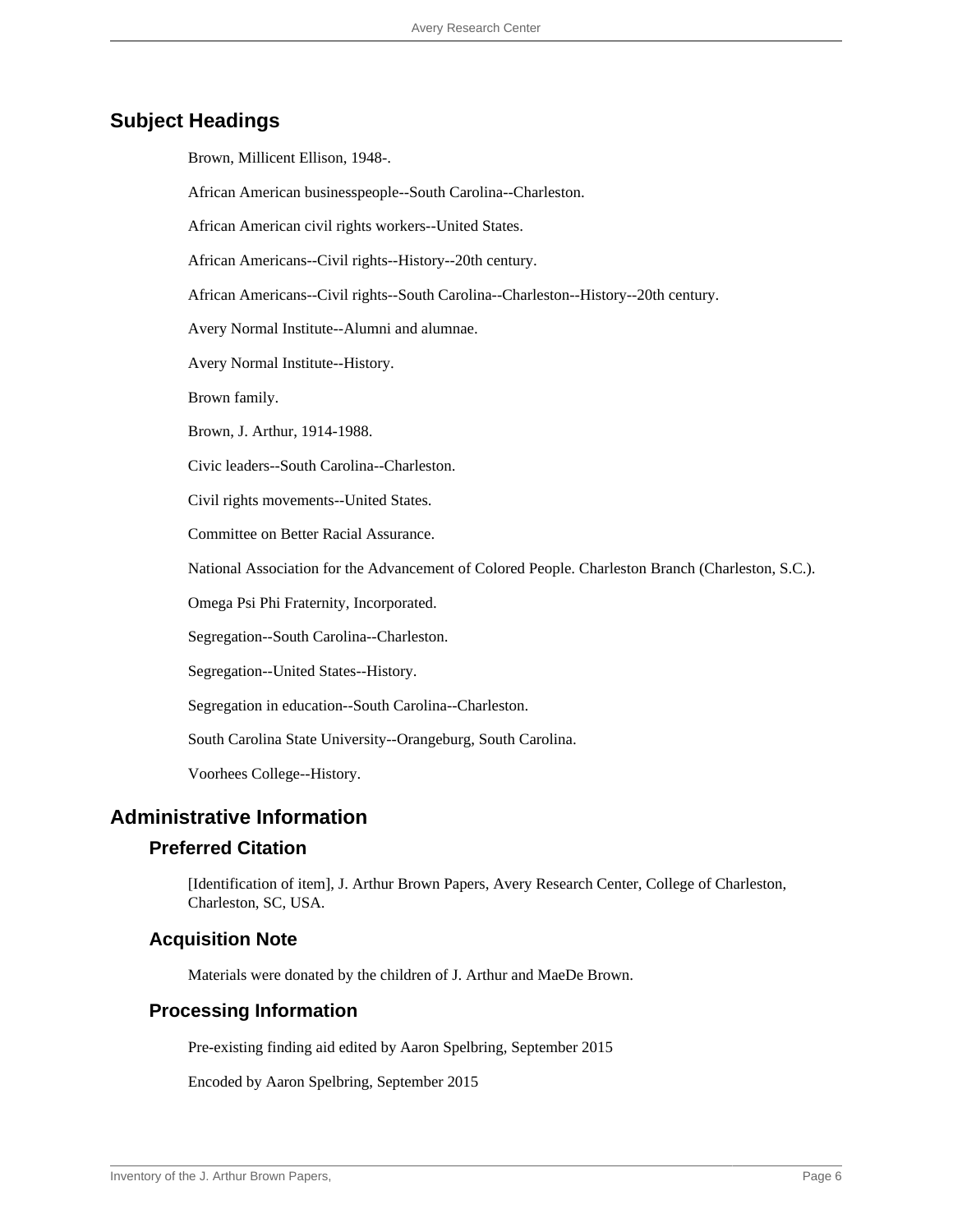## Subject Headings

Brown, Millicent Ellison, 1948-.

African American businesspeople--South Carolina--Charleston.

African American civil rights workers--United States.

African Americans--Civil rights--History--20th century.

African Americans--Civil rights--South Carolina--Charleston--History--20th century.

Avery Normal Institute--Alumni and alumnae.

Avery Normal Institute--History.

Brown family.

Brown, J. Arthur, 1914-1988.

Civic leaders--South Carolina--Charleston.

Civil rights movements--United States.

Committee on Better Racial Assurance.

National Association for the Advancement of Colored People. Charleston Branch (Charleston, S.C.).

Omega Psi Phi Fraternity, Incorporated.

Segregation--South Carolina--Charleston.

Segregation--United States--History.

Segregation in education--South Carolina--Charleston.

South Carolina State University--Orangeburg, South Carolina.

Voorhees College--History.

## Administrative Information

### Preferred Citation

[Identification of item], J. Arthur Brown Papers, Avery Research Center, College of Charleston, Charleston, SC, USA.

### Acquisition Note

Materials were donated by the children of J. Arthur and MaeDe Brown.

### Processing Information

Pre-existing finding aid edited by Aaron Spelbring, September 2015

Encoded by Aaron Spelbring, September 2015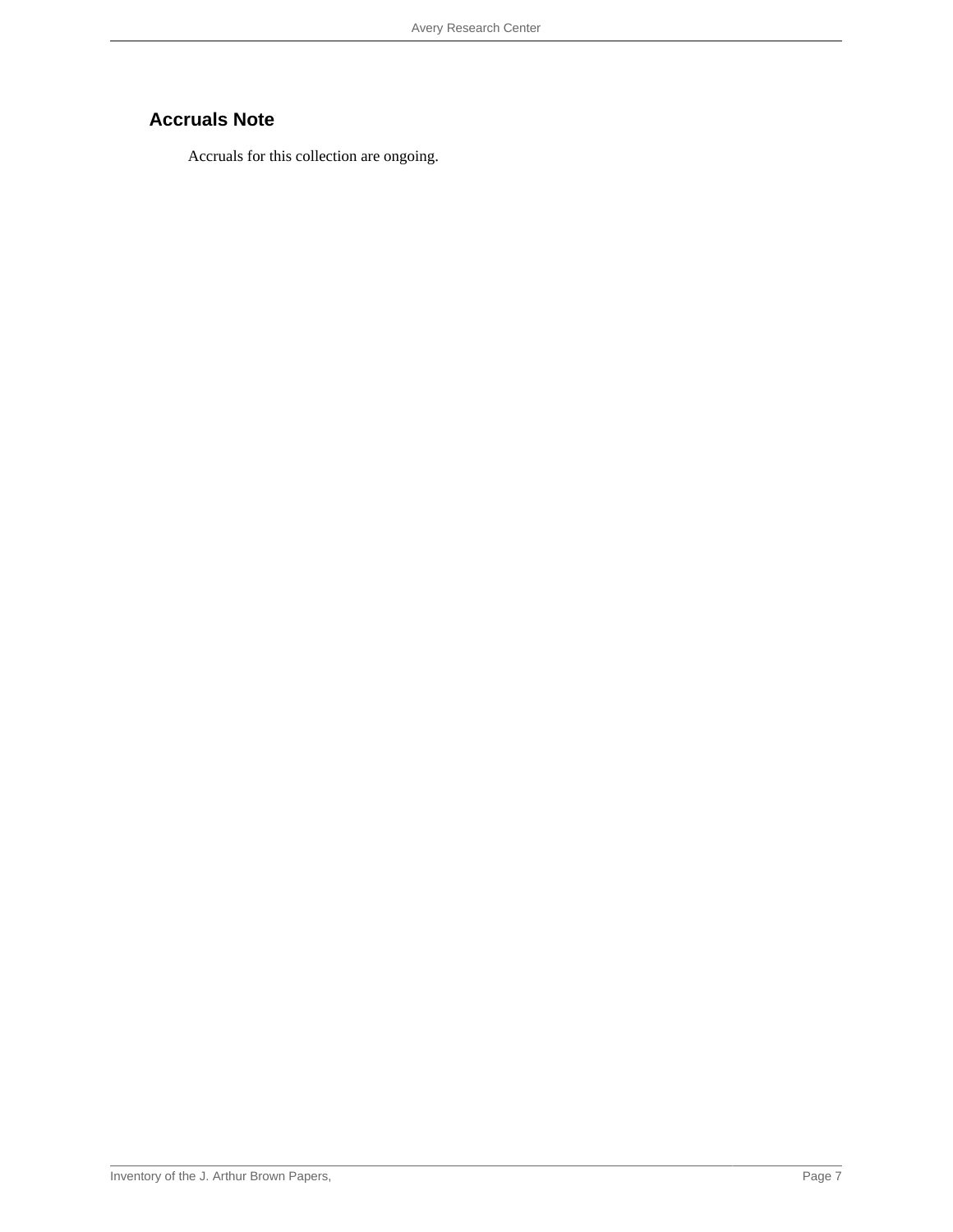## Accruals Note

Accruals for this collection are ongoing.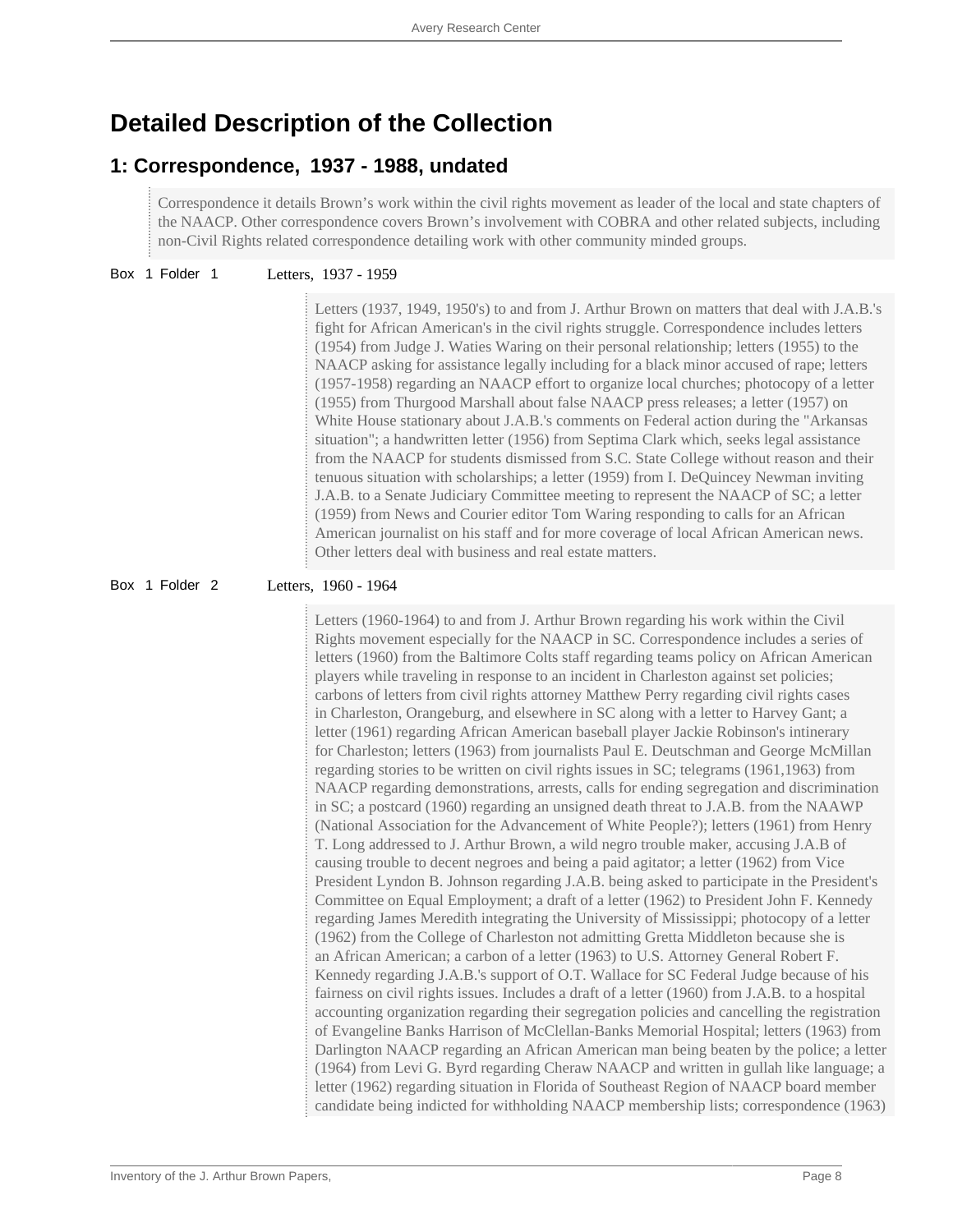# Detailed Description of the Collection

## 1: Correspondence, 1937 - 1988, undated

Correspondence it details Brown's work within the civil rights movement as leader of the local and state chapters of the NAACP. Other correspondence covers Brown's involvement with COBRA and other related subjects, including non-Civil Rights related correspondence detailing work with other community minded groups.

**Box 1 Folder 1** — Letters, 1937 - 1959

Letters (1937, 1949, 1950's) to and from J. Arthur Brown on matters that deal with J.A.B.'s fight for African American's in the civil rights struggle. Correspondence includes letters (1954) from Judge J. Waties Waring on their personal relationship; letters (1955) to the NAACP asking for assistance legally including for a black minor accused of rape; letters (1957-1958) regarding an NAACP effort to organize local churches; photocopy of a letter (1955) from Thurgood Marshall about false NAACP press releases; a letter (1957) on White House stationary about J.A.B.'s comments on Federal action during the "Arkansas situation"; a handwritten letter (1956) from Septima Clark which, seeks legal assistance from the NAACP for students dismissed from S.C. State College without reason and their tenuous situation with scholarships; a letter (1959) from I. DeQuincey Newman inviting J.A.B. to a Senate Judiciary Committee meeting to represent the NAACP of SC; a letter (1959) from News and Courier editor Tom Waring responding to calls for an African American journalist on his staff and for more coverage of local African American news. Other letters deal with business and real estate matters.

**Box 1 Folder 2** — Letters, 1960 - 1964

Letters (1960-1964) to and from J. Arthur Brown regarding his work within the Civil Rights movement especially for the NAACP in SC. Correspondence includes a series of letters (1960) from the Baltimore Colts staff regarding teams policy on African American players while traveling in response to an incident in Charleston against set policies; carbons of letters from civil rights attorney Matthew Perry regarding civil rights cases in Charleston, Orangeburg, and elsewhere in SC along with a letter to Harvey Gant; a letter (1961) regarding African American baseball player Jackie Robinson's intinerary for Charleston; letters (1963) from journalists Paul E. Deutschman and George McMillan regarding stories to be written on civil rights issues in SC; telegrams (1961,1963) from NAACP regarding demonstrations, arrests, calls for ending segregation and discrimination in SC; a postcard (1960) regarding an unsigned death threat to J.A.B. from the NAAWP (National Association for the Advancement of White People?); letters (1961) from Henry T. Long addressed to J. Arthur Brown, a wild negro trouble maker, accusing J.A.B of causing trouble to decent negroes and being a paid agitator; a letter (1962) from Vice President Lyndon B. Johnson regarding J.A.B. being asked to participate in the President's Committee on Equal Employment; a draft of a letter (1962) to President John F. Kennedy regarding James Meredith integrating the University of Mississippi; photocopy of a letter (1962) from the College of Charleston not admitting Gretta Middleton because she is an African American; a carbon of a letter (1963) to U.S. Attorney General Robert F. Kennedy regarding J.A.B.'s support of O.T. Wallace for SC Federal Judge because of his fairness on civil rights issues. Includes a draft of a letter (1960) from J.A.B. to a hospital accounting organization regarding their segregation policies and cancelling the registration of Evangeline Banks Harrison of McClellan-Banks Memorial Hospital; letters (1963) from Darlington NAACP regarding an African American man being beaten by the police; a letter (1964) from Levi G. Byrd regarding Cheraw NAACP and written in gullah like language; a letter (1962) regarding situation in Florida of Southeast Region of NAACP board member candidate being indicted for withholding NAACP membership lists; correspondence (1963)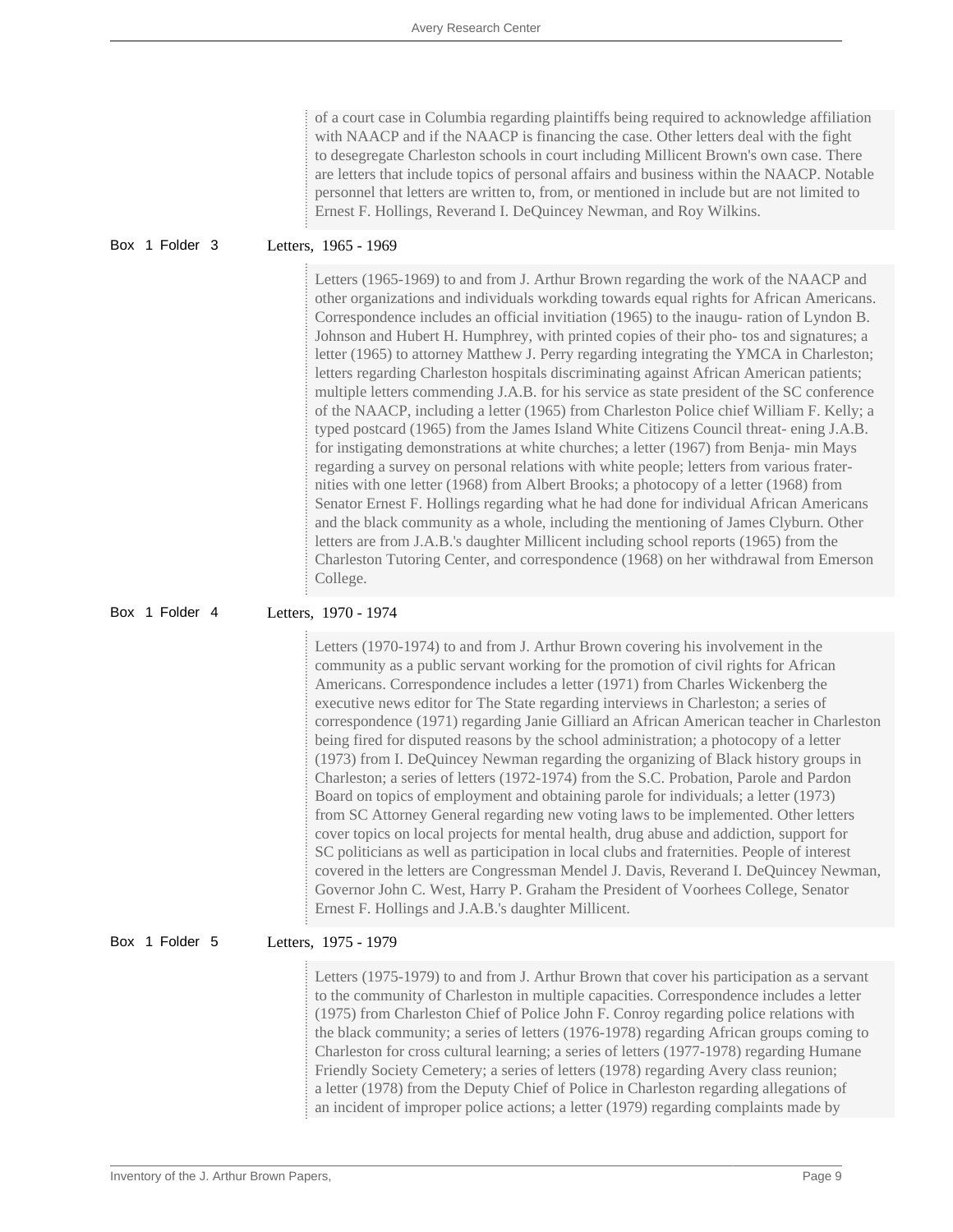of a court case in Columbia regarding plaintiffs being required to acknowledge affiliation with NAACP and if the NAACP is financing the case. Other letters deal with the fight to desegregate Charleston schools in court including Millicent Brown's own case. There are letters that include topics of personal affairs and business within the NAACP. Notable personnel that letters are written to, from, or mentioned in include but are not limited to Ernest F. Hollings, Reverand I. DeQuincey Newman, and Roy Wilkins.

**Box 1 Folder 3** — Letters, 1965 - 1969

Letters (1965-1969) to and from J. Arthur Brown regarding the work of the NAACP and other organizations and individuals workding towards equal rights for African Americans. Correspondence includes an official invitiation (1965) to the inaugu- ration of Lyndon B. Johnson and Hubert H. Humphrey, with printed copies of their pho- tos and signatures; a letter (1965) to attorney Matthew J. Perry regarding integrating the YMCA in Charleston; letters regarding Charleston hospitals discriminating against African American patients; multiple letters commending J.A.B. for his service as state president of the SC conference of the NAACP, including a letter (1965) from Charleston Police chief William F. Kelly; a typed postcard (1965) from the James Island White Citizens Council threat- ening J.A.B. for instigating demonstrations at white churches; a letter (1967) from Benja- min Mays regarding a survey on personal relations with white people; letters from various frater- nities with one letter (1968) from Albert Brooks; a photocopy of a letter (1968) from Senator Ernest F. Hollings regarding what he had done for individual African Americans and the black community as a whole, including the mentioning of James Clyburn. Other letters are from J.A.B.'s daughter Millicent including school reports (1965) from the Charleston Tutoring Center, and correspondence (1968) on her withdrawal from Emerson College.

**Box 1 Folder 4** — Letters, 1970 - 1974

Letters (1970-1974) to and from J. Arthur Brown covering his involvement in the community as a public servant working for the promotion of civil rights for African Americans. Correspondence includes a letter (1971) from Charles Wickenberg the executive news editor for The State regarding interviews in Charleston; a series of correspondence (1971) regarding Janie Gilliard an African American teacher in Charleston being fired for disputed reasons by the school administration; a photocopy of a letter (1973) from I. DeQuincey Newman regarding the organizing of Black history groups in Charleston; a series of letters (1972-1974) from the S.C. Probation, Parole and Pardon Board on topics of employment and obtaining parole for individuals; a letter (1973) from SC Attorney General regarding new voting laws to be implemented. Other letters cover topics on local projects for mental health, drug abuse and addiction, support for SC politicians as well as participation in local clubs and fraternities. People of interest covered in the letters are Congressman Mendel J. Davis, Reverand I. DeQuincey Newman, Governor John C. West, Harry P. Graham the President of Voorhees College, Senator Ernest F. Hollings and J.A.B.'s daughter Millicent.

**Box 1 Folder 5** — Letters, 1975 - 1979

Letters (1975-1979) to and from J. Arthur Brown that cover his participation as a servant to the community of Charleston in multiple capacities. Correspondence includes a letter (1975) from Charleston Chief of Police John F. Conroy regarding police relations with the black community; a series of letters (1976-1978) regarding African groups coming to Charleston for cross cultural learning; a series of letters (1977-1978) regarding Humane Friendly Society Cemetery; a series of letters (1978) regarding Avery class reunion; a letter (1978) from the Deputy Chief of Police in Charleston regarding allegations of an incident of improper police actions; a letter (1979) regarding complaints made by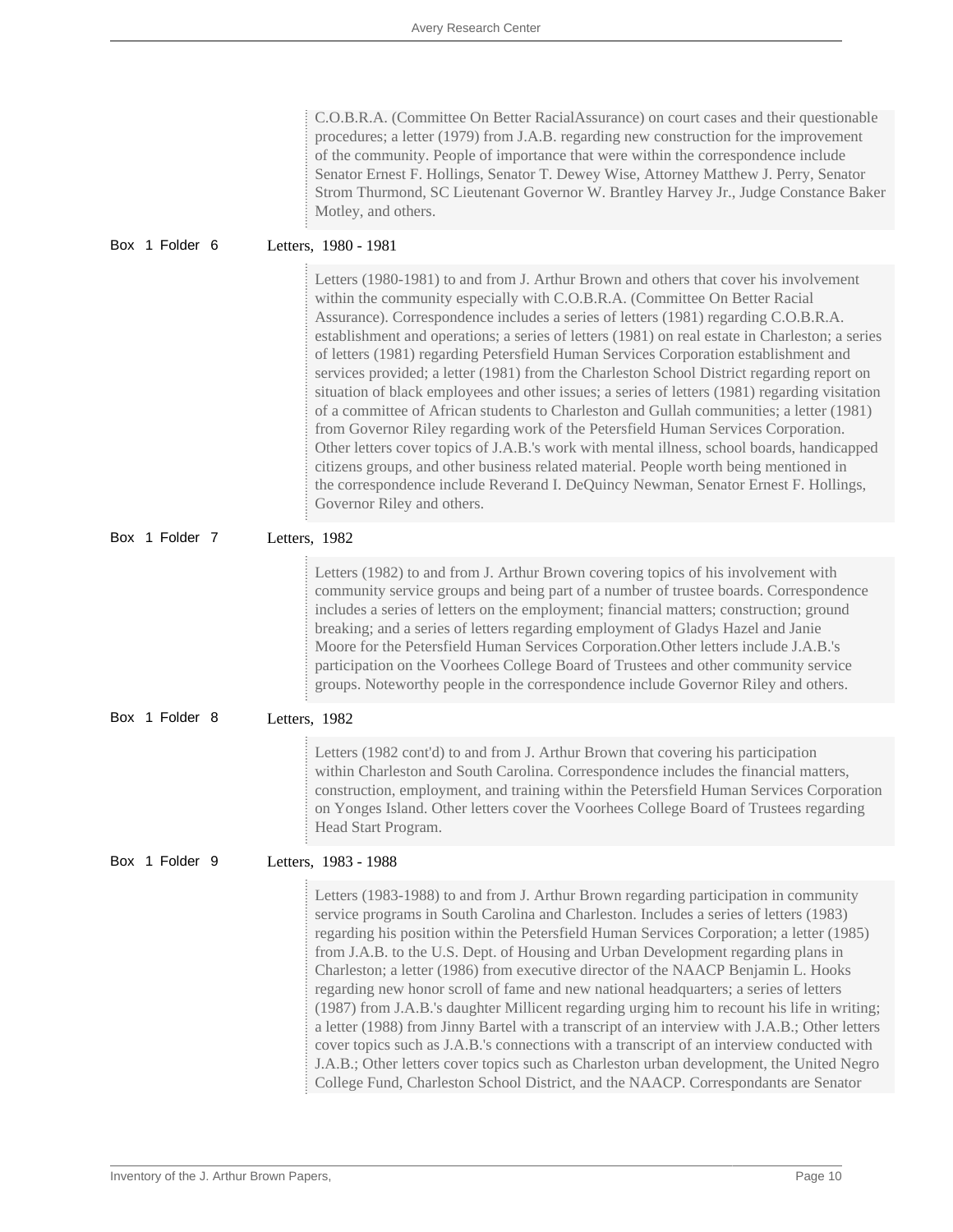C.O.B.R.A. (Committee On Better RacialAssurance) on court cases and their questionable procedures; a letter (1979) from J.A.B. regarding new construction for the improvement of the community. People of importance that were within the correspondence include Senator Ernest F. Hollings, Senator T. Dewey Wise, Attorney Matthew J. Perry, Senator Strom Thurmond, SC Lieutenant Governor W. Brantley Harvey Jr., Judge Constance Baker Motley, and others.

**Box 1 Folder 6** — Letters, 1980 - 1981

Letters (1980-1981) to and from J. Arthur Brown and others that cover his involvement within the community especially with C.O.B.R.A. (Committee On Better Racial Assurance). Correspondence includes a series of letters (1981) regarding C.O.B.R.A. establishment and operations; a series of letters (1981) on real estate in Charleston; a series of letters (1981) regarding Petersfield Human Services Corporation establishment and services provided; a letter (1981) from the Charleston School District regarding report on situation of black employees and other issues; a series of letters (1981) regarding visitation of a committee of African students to Charleston and Gullah communities; a letter (1981) from Governor Riley regarding work of the Petersfield Human Services Corporation. Other letters cover topics of J.A.B.'s work with mental illness, school boards, handicapped citizens groups, and other business related material. People worth being mentioned in the correspondence include Reverand I. DeQuincy Newman, Senator Ernest F. Hollings, Governor Riley and others.

**Box 1 Folder 7** — Letters, 1982

Letters (1982) to and from J. Arthur Brown covering topics of his involvement with community service groups and being part of a number of trustee boards. Correspondence includes a series of letters on the employment; financial matters; construction; ground breaking; and a series of letters regarding employment of Gladys Hazel and Janie Moore for the Petersfield Human Services Corporation.Other letters include J.A.B.'s participation on the Voorhees College Board of Trustees and other community service groups. Noteworthy people in the correspondence include Governor Riley and others.

**Box 1 Folder 8** — Letters, 1982

Letters (1982 cont'd) to and from J. Arthur Brown that covering his participation within Charleston and South Carolina. Correspondence includes the financial matters, construction, employment, and training within the Petersfield Human Services Corporation on Yonges Island. Other letters cover the Voorhees College Board of Trustees regarding Head Start Program.

**Box 1 Folder 9** — Letters, 1983 - 1988

Letters (1983-1988) to and from J. Arthur Brown regarding participation in community service programs in South Carolina and Charleston. Includes a series of letters (1983) regarding his position within the Petersfield Human Services Corporation; a letter (1985) from J.A.B. to the U.S. Dept. of Housing and Urban Development regarding plans in Charleston; a letter (1986) from executive director of the NAACP Benjamin L. Hooks regarding new honor scroll of fame and new national headquarters; a series of letters (1987) from J.A.B.'s daughter Millicent regarding urging him to recount his life in writing; a letter (1988) from Jinny Bartel with a transcript of an interview with J.A.B.; Other letters cover topics such as J.A.B.'s connections with a transcript of an interview conducted with J.A.B.; Other letters cover topics such as Charleston urban development, the United Negro College Fund, Charleston School District, and the NAACP. Correspondants are Senator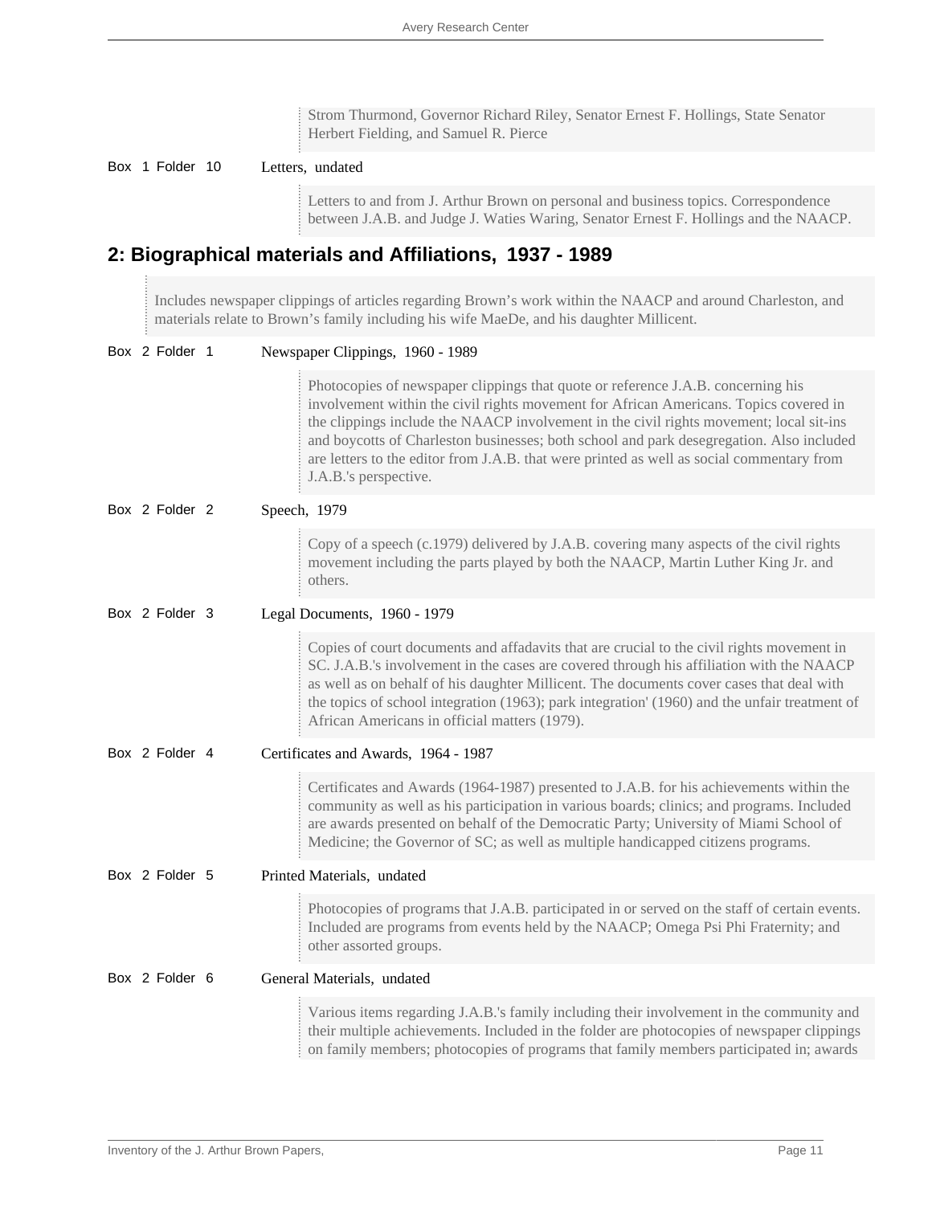Strom Thurmond, Governor Richard Riley, Senator Ernest F. Hollings, State Senator Herbert Fielding, and Samuel R. Pierce

Box 1 Folder 10 — Letters, undated

Letters to and from J. Arthur Brown on personal and business topics. Correspondence between J.A.B. and Judge J. Waties Waring, Senator Ernest F. Hollings and the NAACP.

## 2: Biographical materials and Affiliations, 1937 - 1989

Includes newspaper clippings of articles regarding Brown's work within the NAACP and around Charleston, and materials relate to Brown's family including his wife MaeDe, and his daughter Millicent.

Box 2 Folder 1 — Newspaper Clippings, 1960 - 1989

Photocopies of newspaper clippings that quote or reference J.A.B. concerning his involvement within the civil rights movement for African Americans. Topics covered in the clippings include the NAACP involvement in the civil rights movement; local sit-ins and boycotts of Charleston businesses; both school and park desegregation. Also included are letters to the editor from J.A.B. that were printed as well as social commentary from J.A.B.'s perspective.

Box 2 Folder 2 — Speech, 1979

Copy of a speech (c.1979) delivered by J.A.B. covering many aspects of the civil rights movement including the parts played by both the NAACP, Martin Luther King Jr. and others.

Box 2 Folder 3 — Legal Documents, 1960 - 1979

Copies of court documents and affadavits that are crucial to the civil rights movement in SC. J.A.B.'s involvement in the cases are covered through his affiliation with the NAACP as well as on behalf of his daughter Millicent. The documents cover cases that deal with the topics of school integration (1963); park integration' (1960) and the unfair treatment of African Americans in official matters (1979).

Box 2 Folder 4 — Certificates and Awards, 1964 - 1987

Certificates and Awards (1964-1987) presented to J.A.B. for his achievements within the community as well as his participation in various boards; clinics; and programs. Included are awards presented on behalf of the Democratic Party; University of Miami School of Medicine; the Governor of SC; as well as multiple handicapped citizens programs.

Box 2 Folder 5 — Printed Materials, undated

Photocopies of programs that J.A.B. participated in or served on the staff of certain events. Included are programs from events held by the NAACP; Omega Psi Phi Fraternity; and other assorted groups.

Box 2 Folder 6 — General Materials, undated

Various items regarding J.A.B.'s family including their involvement in the community and their multiple achievements. Included in the folder are photocopies of newspaper clippings on family members; photocopies of programs that family members participated in; awards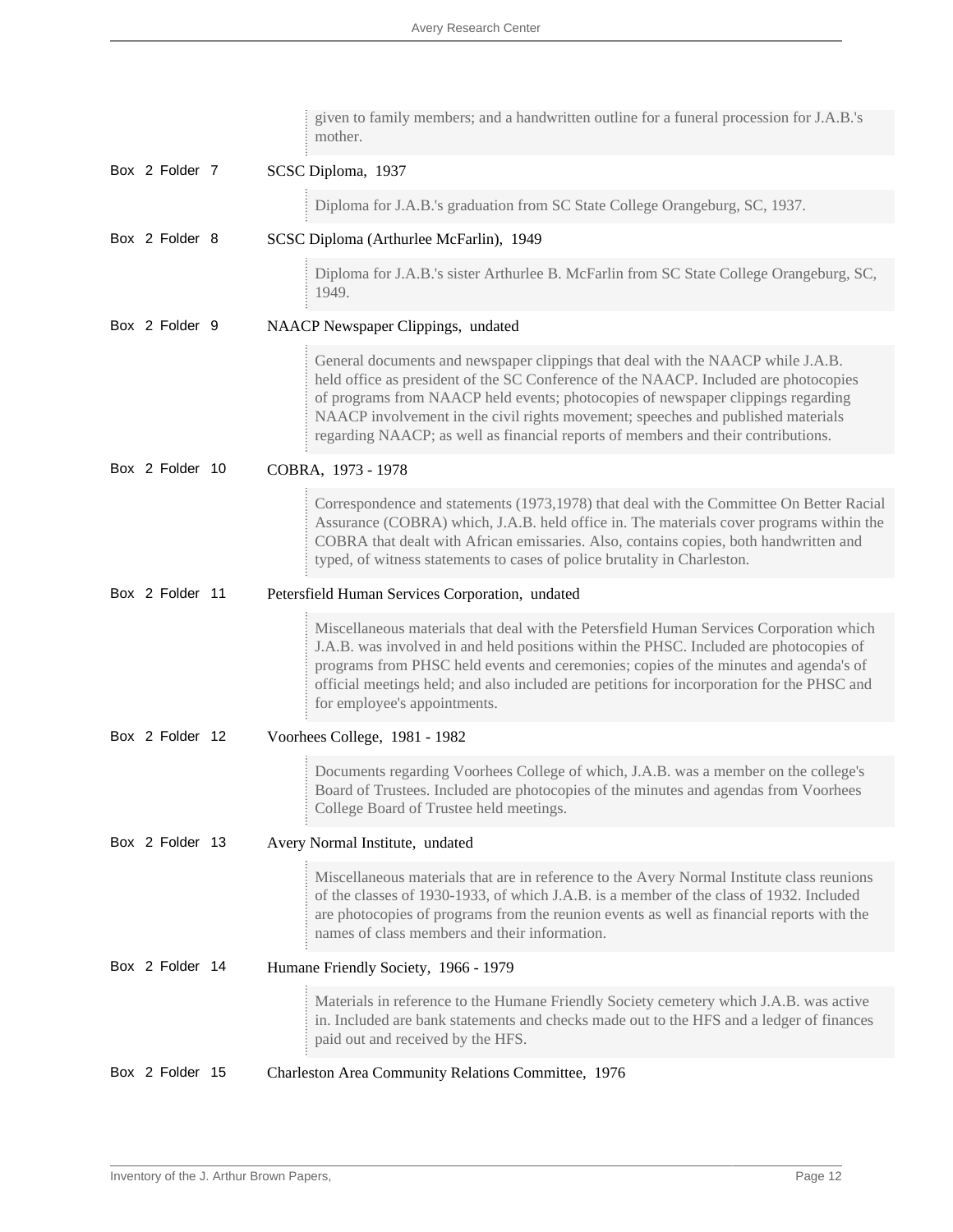given to family members; and a handwritten outline for a funeral procession for J.A.B.'s mother.

Box 2 Folder 7 SCSC Diploma, 1937

Diploma for J.A.B.'s graduation from SC State College Orangeburg, SC, 1937.

Box 2 Folder 8 SCSC Diploma (Arthurlee McFarlin), 1949

Diploma for J.A.B.'s sister Arthurlee B. McFarlin from SC State College Orangeburg, SC, 1949.

Box 2 Folder 9 NAACP Newspaper Clippings, undated

General documents and newspaper clippings that deal with the NAACP while J.A.B. held office as president of the SC Conference of the NAACP. Included are photocopies of programs from NAACP held events; photocopies of newspaper clippings regarding NAACP involvement in the civil rights movement; speeches and published materials regarding NAACP; as well as financial reports of members and their contributions.

Box 2 Folder 10 COBRA, 1973 - 1978

Correspondence and statements (1973,1978) that deal with the Committee On Better Racial Assurance (COBRA) which, J.A.B. held office in. The materials cover programs within the COBRA that dealt with African emissaries. Also, contains copies, both handwritten and typed, of witness statements to cases of police brutality in Charleston.

Box 2 Folder 11 Petersfield Human Services Corporation, undated

Miscellaneous materials that deal with the Petersfield Human Services Corporation which J.A.B. was involved in and held positions within the PHSC. Included are photocopies of programs from PHSC held events and ceremonies; copies of the minutes and agenda's of official meetings held; and also included are petitions for incorporation for the PHSC and for employee's appointments.

Box 2 Folder 12 Voorhees College, 1981 - 1982

Documents regarding Voorhees College of which, J.A.B. was a member on the college's Board of Trustees. Included are photocopies of the minutes and agendas from Voorhees College Board of Trustee held meetings.

Box 2 Folder 13 Avery Normal Institute, undated

Miscellaneous materials that are in reference to the Avery Normal Institute class reunions of the classes of 1930-1933, of which J.A.B. is a member of the class of 1932. Included are photocopies of programs from the reunion events as well as financial reports with the names of class members and their information.

Box 2 Folder 14 Humane Friendly Society, 1966 - 1979

Materials in reference to the Humane Friendly Society cemetery which J.A.B. was active in. Included are bank statements and checks made out to the HFS and a ledger of finances paid out and received by the HFS.

Box 2 Folder 15 Charleston Area Community Relations Committee, 1976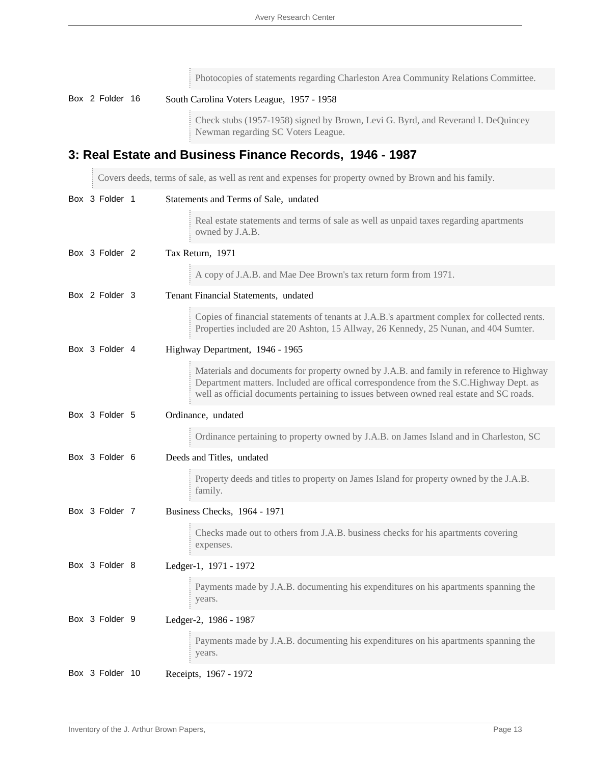Photocopies of statements regarding Charleston Area Community Relations Committee.

Box 2 Folder 16 South Carolina Voters League, 1957 - 1958

Check stubs (1957-1958) signed by Brown, Levi G. Byrd, and Reverand I. DeQuincey Newman regarding SC Voters League.

## 3: Real Estate and Business Finance Records, 1946 - 1987

Covers deeds, terms of sale, as well as rent and expenses for property owned by Brown and his family.

Box 3 Folder 1 Statements and Terms of Sale, undated

Real estate statements and terms of sale as well as unpaid taxes regarding apartments owned by J.A.B.

Box 3 Folder 2 Tax Return, 1971

A copy of J.A.B. and Mae Dee Brown's tax return form from 1971.

Box 2 Folder 3 Tenant Financial Statements, undated

Copies of financial statements of tenants at J.A.B.'s apartment complex for collected rents. Properties included are 20 Ashton, 15 Allway, 26 Kennedy, 25 Nunan, and 404 Sumter.

Box 3 Folder 4 Highway Department, 1946 - 1965

Materials and documents for property owned by J.A.B. and family in reference to Highway Department matters. Included are offical correspondence from the S.C.Highway Dept. as well as official documents pertaining to issues between owned real estate and SC roads.

Box 3 Folder 5 Ordinance, undated

Ordinance pertaining to property owned by J.A.B. on James Island and in Charleston, SC

Box 3 Folder 6 Deeds and Titles, undated

Property deeds and titles to property on James Island for property owned by the J.A.B. family.

Box 3 Folder 7 Business Checks, 1964 - 1971

Checks made out to others from J.A.B. business checks for his apartments covering expenses.

Box 3 Folder 8 Ledger-1, 1971 - 1972

Payments made by J.A.B. documenting his expenditures on his apartments spanning the years.

Box 3 Folder 9 Ledger-2, 1986 - 1987

Payments made by J.A.B. documenting his expenditures on his apartments spanning the years.

Box 3 Folder 10 Receipts, 1967 - 1972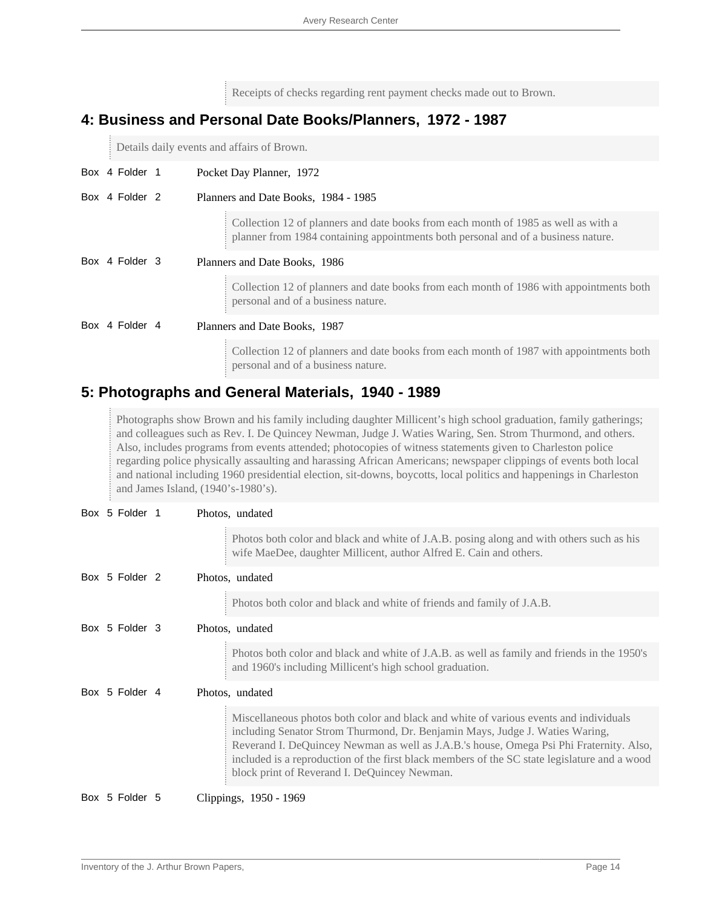Receipts of checks regarding rent payment checks made out to Brown.

## 4: Business and Personal Date Books/Planners, 1972 - 1987

Details daily events and affairs of Brown.

Box 4 Folder 1 — Pocket Day Planner, 1972

Box 4 Folder 2 — Planners and Date Books, 1984 - 1985

Collection 12 of planners and date books from each month of 1985 as well as with a planner from 1984 containing appointments both personal and of a business nature.

Box 4 Folder 3 — Planners and Date Books, 1986

Collection 12 of planners and date books from each month of 1986 with appointments both personal and of a business nature.

Box 4 Folder 4 — Planners and Date Books, 1987

Collection 12 of planners and date books from each month of 1987 with appointments both personal and of a business nature.

## 5: Photographs and General Materials, 1940 - 1989

Photographs show Brown and his family including daughter Millicent's high school graduation, family gatherings; and colleagues such as Rev. I. De Quincey Newman, Judge J. Waties Waring, Sen. Strom Thurmond, and others. Also, includes programs from events attended; photocopies of witness statements given to Charleston police regarding police physically assaulting and harassing African Americans; newspaper clippings of events both local and national including 1960 presidential election, sit-downs, boycotts, local politics and happenings in Charleston and James Island, (1940's-1980's).

Box 5 Folder 1 — Photos, undated

Photos both color and black and white of J.A.B. posing along and with others such as his wife MaeDee, daughter Millicent, author Alfred E. Cain and others.

Box 5 Folder 2 — Photos, undated

Photos both color and black and white of friends and family of J.A.B.

Box 5 Folder 3 — Photos, undated

Photos both color and black and white of J.A.B. as well as family and friends in the 1950's and 1960's including Millicent's high school graduation.

Box 5 Folder 4 — Photos, undated

Miscellaneous photos both color and black and white of various events and individuals including Senator Strom Thurmond, Dr. Benjamin Mays, Judge J. Waties Waring, Reverand I. DeQuincey Newman as well as J.A.B.'s house, Omega Psi Phi Fraternity. Also, included is a reproduction of the first black members of the SC state legislature and a wood block print of Reverand I. DeQuincey Newman.

Box 5 Folder 5 — Clippings, 1950 - 1969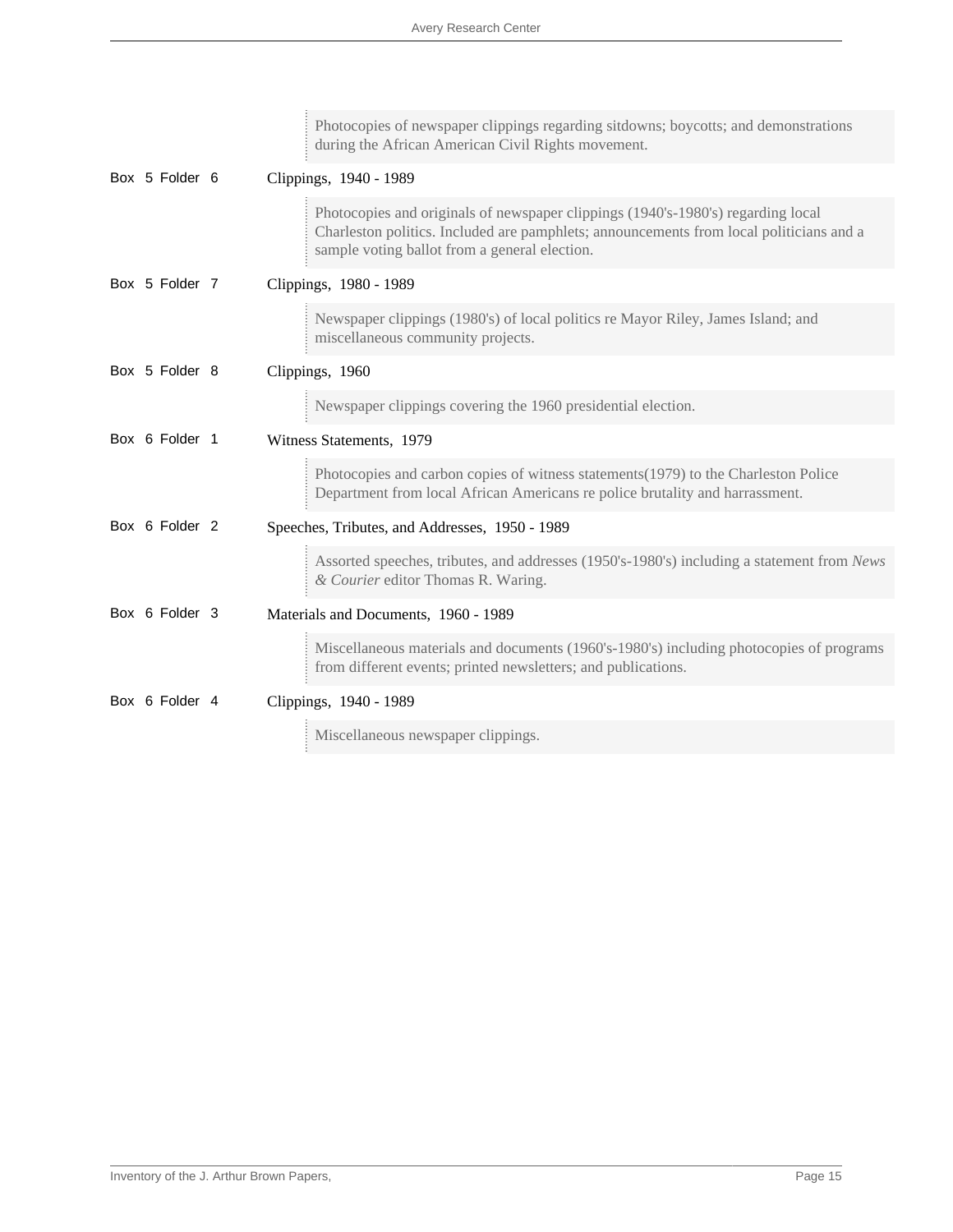Photocopies of newspaper clippings regarding sitdowns; boycotts; and demonstrations during the African American Civil Rights movement.

Box 5 Folder 6 — Clippings, 1940 - 1989

Photocopies and originals of newspaper clippings (1940's-1980's) regarding local Charleston politics. Included are pamphlets; announcements from local politicians and a sample voting ballot from a general election.

Box 5 Folder 7 — Clippings, 1980 - 1989

Newspaper clippings (1980's) of local politics re Mayor Riley, James Island; and miscellaneous community projects.

Box 5 Folder 8 — Clippings, 1960

Newspaper clippings covering the 1960 presidential election.

Box 6 Folder 1 — Witness Statements, 1979

Photocopies and carbon copies of witness statements(1979) to the Charleston Police Department from local African Americans re police brutality and harrassment.

Box 6 Folder 2 — Speeches, Tributes, and Addresses, 1950 - 1989

Assorted speeches, tributes, and addresses (1950's-1980's) including a statement from *News & Courier* editor Thomas R. Waring.

Box 6 Folder 3 — Materials and Documents, 1960 - 1989

Miscellaneous materials and documents (1960's-1980's) including photocopies of programs from different events; printed newsletters; and publications.

Box 6 Folder 4 — Clippings, 1940 - 1989

Miscellaneous newspaper clippings.